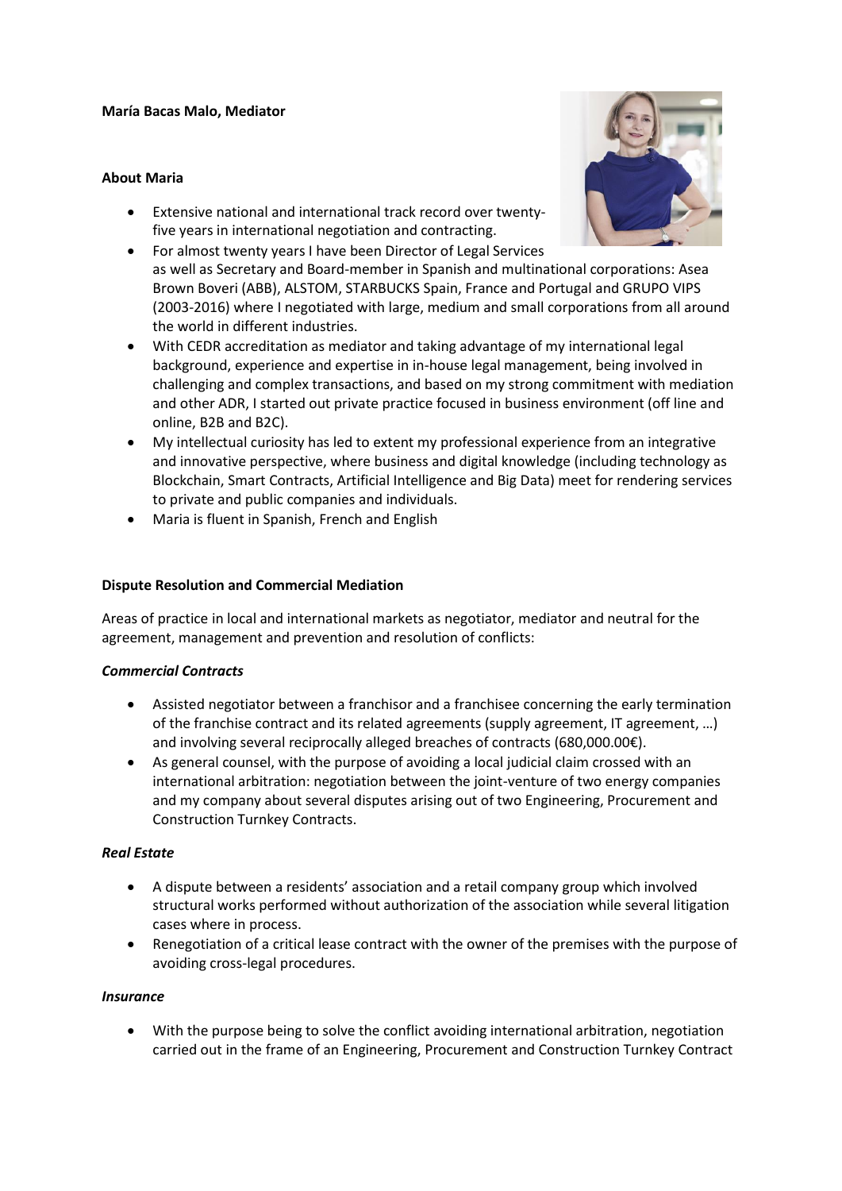**María Bacas Malo, Mediator**

**About Maria**

- Extensive national and international track record over twenty-five years in international negotiation and contracting.
- For almost twenty years I have been Director of Legal Services as well as Secretary and Board-member in Spanish and multinational corporations: Asea Brown Boveri (ABB), ALSTOM, STARBUCKS Spain, France and Portugal and GRUPO VIPS (2003-2016) where I negotiated with large, medium and small corporations from all around the world in different industries.
- With CEDR accreditation as mediator and taking advantage of my international legal background, experience and expertise in in-house legal management, being involved in challenging and complex transactions, and based on my strong commitment with mediation and other ADR, I started out private practice focused in business environment (off line and online, B2B and B2C).
- My intellectual curiosity has led to extent my professional experience from an integrative and innovative perspective, where business and digital knowledge (including technology as Blockchain, Smart Contracts, Artificial Intelligence and Big Data) meet for rendering services to private and public companies and individuals.
- Maria is fluent in Spanish, French and English

**Dispute Resolution and Commercial Mediation**

Areas of practice in local and international markets as negotiator, mediator and neutral for the agreement, management and prevention and resolution of conflicts:

***Commercial Contracts***

- Assisted negotiator between a franchisor and a franchisee concerning the early termination of the franchise contract and its related agreements (supply agreement, IT agreement, …) and involving several reciprocally alleged breaches of contracts (680,000.00€).
- As general counsel, with the purpose of avoiding a local judicial claim crossed with an international arbitration: negotiation between the joint-venture of two energy companies and my company about several disputes arising out of two Engineering, Procurement and Construction Turnkey Contracts.

***Real Estate***

- A dispute between a residents' association and a retail company group which involved structural works performed without authorization of the association while several litigation cases where in process.
- Renegotiation of a critical lease contract with the owner of the premises with the purpose of avoiding cross-legal procedures.

***Insurance***

- With the purpose being to solve the conflict avoiding international arbitration, negotiation carried out in the frame of an Engineering, Procurement and Construction Turnkey Contract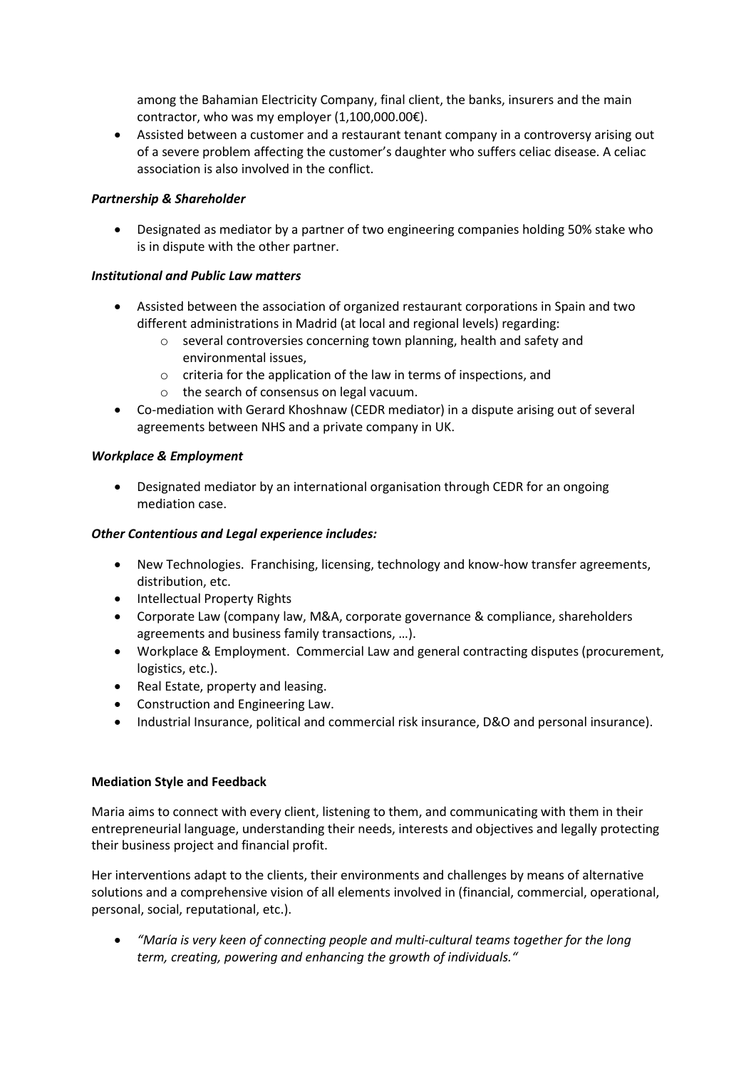among the Bahamian Electricity Company, final client, the banks, insurers and the main contractor, who was my employer (1,100,000.00€).
- Assisted between a customer and a restaurant tenant company in a controversy arising out of a severe problem affecting the customer's daughter who suffers celiac disease. A celiac association is also involved in the conflict.

***Partnership & Shareholder***

- Designated as mediator by a partner of two engineering companies holding 50% stake who is in dispute with the other partner.

***Institutional and Public Law matters***

- Assisted between the association of organized restaurant corporations in Spain and two different administrations in Madrid (at local and regional levels) regarding:
  - several controversies concerning town planning, health and safety and environmental issues,
  - criteria for the application of the law in terms of inspections, and
  - the search of consensus on legal vacuum.
- Co-mediation with Gerard Khoshnaw (CEDR mediator) in a dispute arising out of several agreements between NHS and a private company in UK.

***Workplace & Employment***

- Designated mediator by an international organisation through CEDR for an ongoing mediation case.

***Other Contentious and Legal experience includes:***

- New Technologies. Franchising, licensing, technology and know-how transfer agreements, distribution, etc.
- Intellectual Property Rights
- Corporate Law (company law, M&A, corporate governance & compliance, shareholders agreements and business family transactions, …).
- Workplace & Employment. Commercial Law and general contracting disputes (procurement, logistics, etc.).
- Real Estate, property and leasing.
- Construction and Engineering Law.
- Industrial Insurance, political and commercial risk insurance, D&O and personal insurance).

**Mediation Style and Feedback**

Maria aims to connect with every client, listening to them, and communicating with them in their entrepreneurial language, understanding their needs, interests and objectives and legally protecting their business project and financial profit.

Her interventions adapt to the clients, their environments and challenges by means of alternative solutions and a comprehensive vision of all elements involved in (financial, commercial, operational, personal, social, reputational, etc.).

- *"María is very keen of connecting people and multi-cultural teams together for the long term, creating, powering and enhancing the growth of individuals."*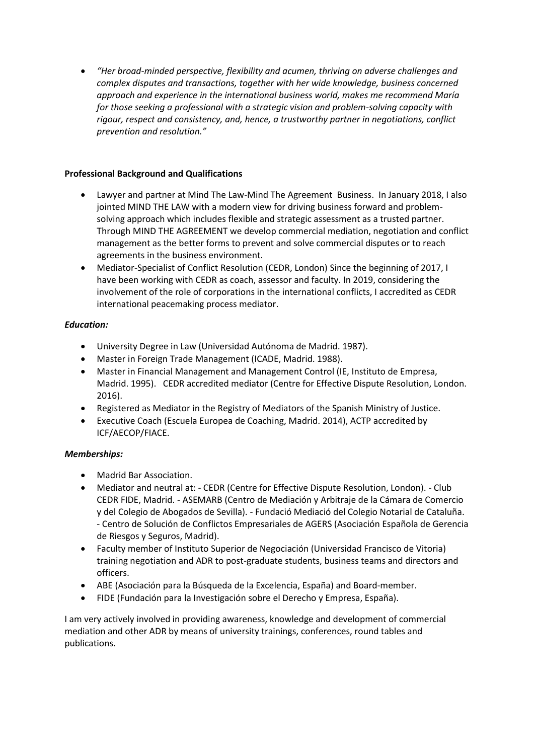- *"Her broad-minded perspective, flexibility and acumen, thriving on adverse challenges and complex disputes and transactions, together with her wide knowledge, business concerned approach and experience in the international business world, makes me recommend María for those seeking a professional with a strategic vision and problem-solving capacity with rigour, respect and consistency, and, hence, a trustworthy partner in negotiations, conflict prevention and resolution."*

**Professional Background and Qualifications**

- Lawyer and partner at Mind The Law-Mind The Agreement Business. In January 2018, I also jointed MIND THE LAW with a modern view for driving business forward and problem-solving approach which includes flexible and strategic assessment as a trusted partner. Through MIND THE AGREEMENT we develop commercial mediation, negotiation and conflict management as the better forms to prevent and solve commercial disputes or to reach agreements in the business environment.
- Mediator-Specialist of Conflict Resolution (CEDR, London) Since the beginning of 2017, I have been working with CEDR as coach, assessor and faculty. In 2019, considering the involvement of the role of corporations in the international conflicts, I accredited as CEDR international peacemaking process mediator.

***Education:***

- University Degree in Law (Universidad Autónoma de Madrid. 1987).
- Master in Foreign Trade Management (ICADE, Madrid. 1988).
- Master in Financial Management and Management Control (IE, Instituto de Empresa, Madrid. 1995). CEDR accredited mediator (Centre for Effective Dispute Resolution, London. 2016).
- Registered as Mediator in the Registry of Mediators of the Spanish Ministry of Justice.
- Executive Coach (Escuela Europea de Coaching, Madrid. 2014), ACTP accredited by ICF/AECOP/FIACE.

***Memberships:***

- Madrid Bar Association.
- Mediator and neutral at: - CEDR (Centre for Effective Dispute Resolution, London). - Club CEDR FIDE, Madrid. - ASEMARB (Centro de Mediación y Arbitraje de la Cámara de Comercio y del Colegio de Abogados de Sevilla). - Fundació Mediació del Colegio Notarial de Cataluña. - Centro de Solución de Conflictos Empresariales de AGERS (Asociación Española de Gerencia de Riesgos y Seguros, Madrid).
- Faculty member of Instituto Superior de Negociación (Universidad Francisco de Vitoria) training negotiation and ADR to post-graduate students, business teams and directors and officers.
- ABE (Asociación para la Búsqueda de la Excelencia, España) and Board-member.
- FIDE (Fundación para la Investigación sobre el Derecho y Empresa, España).

I am very actively involved in providing awareness, knowledge and development of commercial mediation and other ADR by means of university trainings, conferences, round tables and publications.